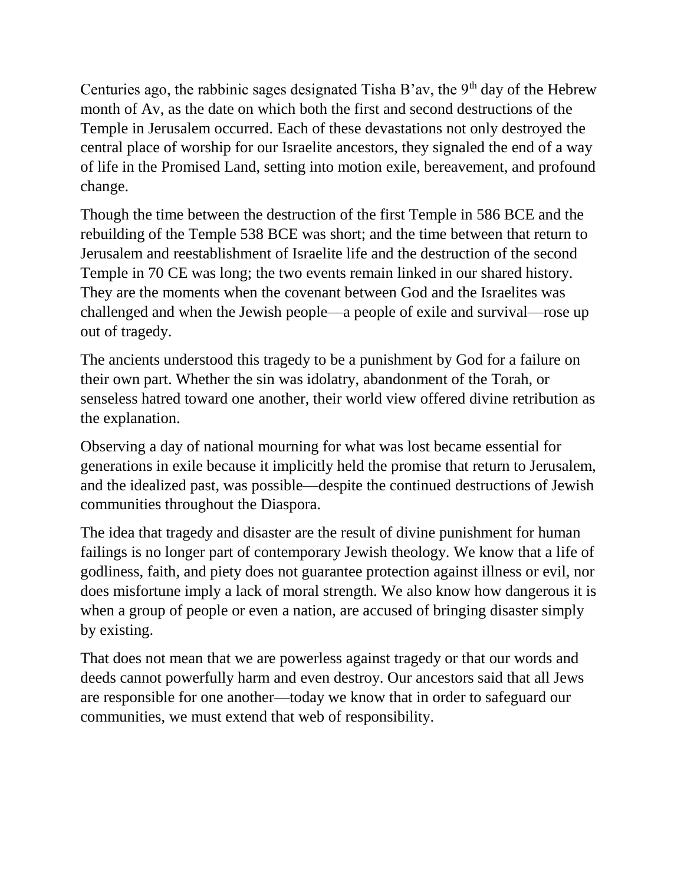Centuries ago, the rabbinic sages designated Tisha B'av, the 9th day of the Hebrew month of Av, as the date on which both the first and second destructions of the Temple in Jerusalem occurred. Each of these devastations not only destroyed the central place of worship for our Israelite ancestors, they signaled the end of a way of life in the Promised Land, setting into motion exile, bereavement, and profound change.

Though the time between the destruction of the first Temple in 586 BCE and the rebuilding of the Temple 538 BCE was short; and the time between that return to Jerusalem and reestablishment of Israelite life and the destruction of the second Temple in 70 CE was long; the two events remain linked in our shared history. They are the moments when the covenant between God and the Israelites was challenged and when the Jewish people—a people of exile and survival—rose up out of tragedy.

The ancients understood this tragedy to be a punishment by God for a failure on their own part. Whether the sin was idolatry, abandonment of the Torah, or senseless hatred toward one another, their world view offered divine retribution as the explanation.

Observing a day of national mourning for what was lost became essential for generations in exile because it implicitly held the promise that return to Jerusalem, and the idealized past, was possible—despite the continued destructions of Jewish communities throughout the Diaspora.

The idea that tragedy and disaster are the result of divine punishment for human failings is no longer part of contemporary Jewish theology. We know that a life of godliness, faith, and piety does not guarantee protection against illness or evil, nor does misfortune imply a lack of moral strength. We also know how dangerous it is when a group of people or even a nation, are accused of bringing disaster simply by existing.

That does not mean that we are powerless against tragedy or that our words and deeds cannot powerfully harm and even destroy. Our ancestors said that all Jews are responsible for one another—today we know that in order to safeguard our communities, we must extend that web of responsibility.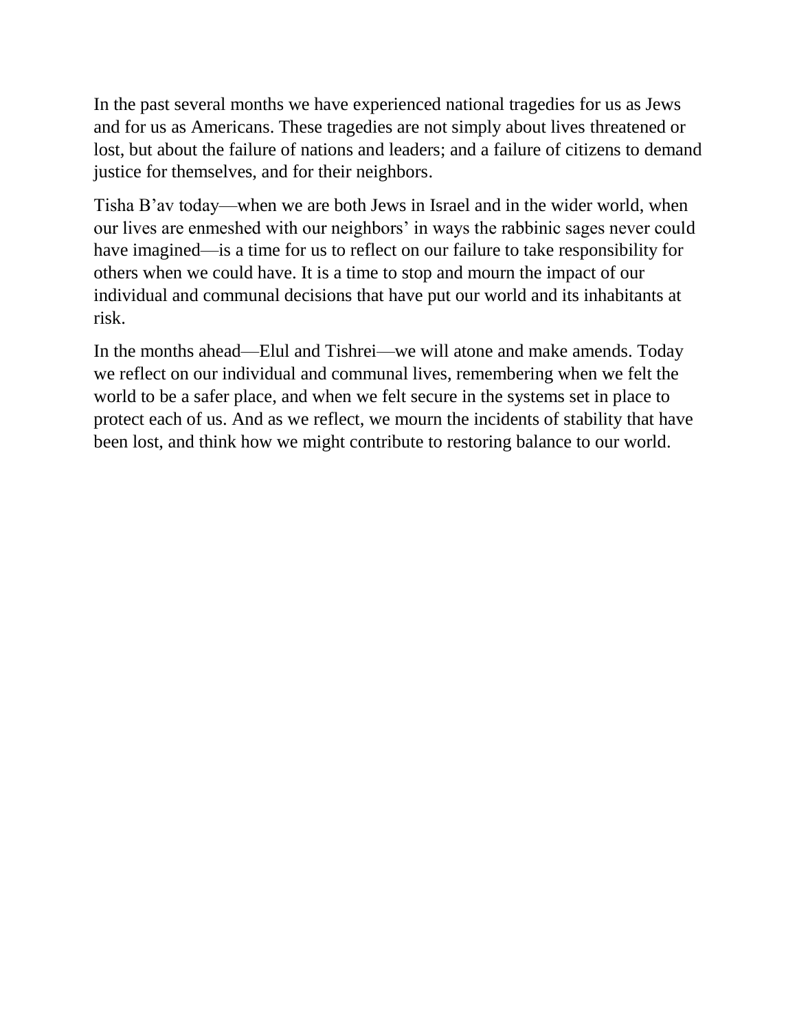In the past several months we have experienced national tragedies for us as Jews and for us as Americans. These tragedies are not simply about lives threatened or lost, but about the failure of nations and leaders; and a failure of citizens to demand justice for themselves, and for their neighbors.

Tisha B'av today—when we are both Jews in Israel and in the wider world, when our lives are enmeshed with our neighbors' in ways the rabbinic sages never could have imagined—is a time for us to reflect on our failure to take responsibility for others when we could have. It is a time to stop and mourn the impact of our individual and communal decisions that have put our world and its inhabitants at risk.

In the months ahead—Elul and Tishrei—we will atone and make amends. Today we reflect on our individual and communal lives, remembering when we felt the world to be a safer place, and when we felt secure in the systems set in place to protect each of us. And as we reflect, we mourn the incidents of stability that have been lost, and think how we might contribute to restoring balance to our world.